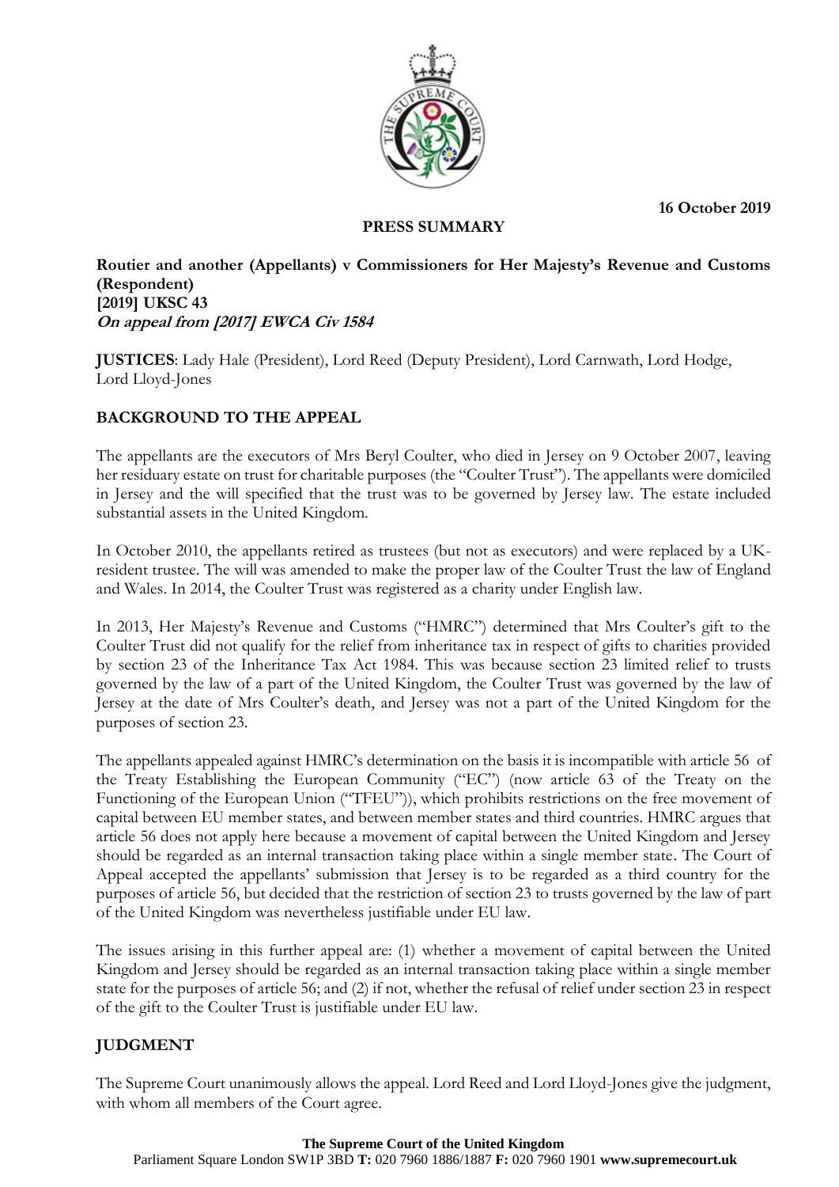16 October 2019

**PRESS SUMMARY**

**Routier and another (Appellants) v Commissioners for Her Majesty's Revenue and Customs (Respondent)**
**[2019] UKSC 43**
***On appeal from [2017] EWCA Civ 1584***

**JUSTICES**: Lady Hale (President), Lord Reed (Deputy President), Lord Carnwath, Lord Hodge, Lord Lloyd-Jones

## BACKGROUND TO THE APPEAL

The appellants are the executors of Mrs Beryl Coulter, who died in Jersey on 9 October 2007, leaving her residuary estate on trust for charitable purposes (the "Coulter Trust"). The appellants were domiciled in Jersey and the will specified that the trust was to be governed by Jersey law. The estate included substantial assets in the United Kingdom.

In October 2010, the appellants retired as trustees (but not as executors) and were replaced by a UK-resident trustee. The will was amended to make the proper law of the Coulter Trust the law of England and Wales. In 2014, the Coulter Trust was registered as a charity under English law.

In 2013, Her Majesty's Revenue and Customs ("HMRC") determined that Mrs Coulter's gift to the Coulter Trust did not qualify for the relief from inheritance tax in respect of gifts to charities provided by section 23 of the Inheritance Tax Act 1984. This was because section 23 limited relief to trusts governed by the law of a part of the United Kingdom, the Coulter Trust was governed by the law of Jersey at the date of Mrs Coulter's death, and Jersey was not a part of the United Kingdom for the purposes of section 23.

The appellants appealed against HMRC's determination on the basis it is incompatible with article 56 of the Treaty Establishing the European Community ("EC") (now article 63 of the Treaty on the Functioning of the European Union ("TFEU")), which prohibits restrictions on the free movement of capital between EU member states, and between member states and third countries. HMRC argues that article 56 does not apply here because a movement of capital between the United Kingdom and Jersey should be regarded as an internal transaction taking place within a single member state. The Court of Appeal accepted the appellants' submission that Jersey is to be regarded as a third country for the purposes of article 56, but decided that the restriction of section 23 to trusts governed by the law of part of the United Kingdom was nevertheless justifiable under EU law.

The issues arising in this further appeal are: (1) whether a movement of capital between the United Kingdom and Jersey should be regarded as an internal transaction taking place within a single member state for the purposes of article 56; and (2) if not, whether the refusal of relief under section 23 in respect of the gift to the Coulter Trust is justifiable under EU law.

## JUDGMENT

The Supreme Court unanimously allows the appeal. Lord Reed and Lord Lloyd-Jones give the judgment, with whom all members of the Court agree.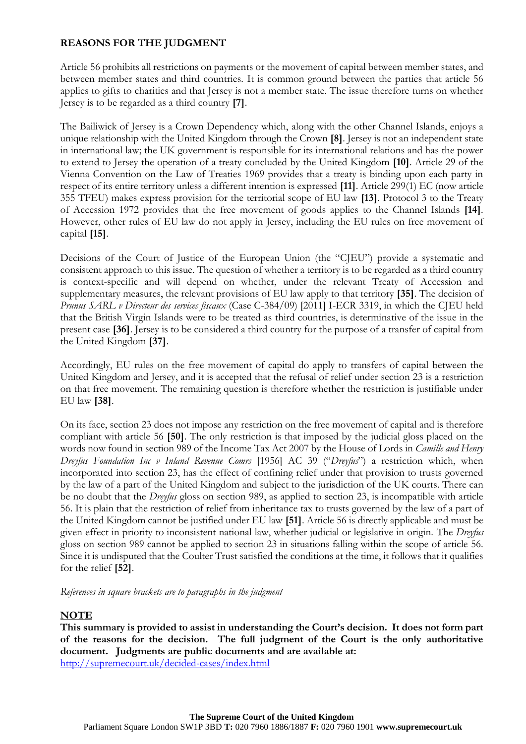**REASONS FOR THE JUDGMENT**

Article 56 prohibits all restrictions on payments or the movement of capital between member states, and between member states and third countries. It is common ground between the parties that article 56 applies to gifts to charities and that Jersey is not a member state. The issue therefore turns on whether Jersey is to be regarded as a third country **[7]**.

The Bailiwick of Jersey is a Crown Dependency which, along with the other Channel Islands, enjoys a unique relationship with the United Kingdom through the Crown **[8]**. Jersey is not an independent state in international law; the UK government is responsible for its international relations and has the power to extend to Jersey the operation of a treaty concluded by the United Kingdom **[10]**. Article 29 of the Vienna Convention on the Law of Treaties 1969 provides that a treaty is binding upon each party in respect of its entire territory unless a different intention is expressed **[11]**. Article 299(1) EC (now article 355 TFEU) makes express provision for the territorial scope of EU law **[13]**. Protocol 3 to the Treaty of Accession 1972 provides that the free movement of goods applies to the Channel Islands **[14]**. However, other rules of EU law do not apply in Jersey, including the EU rules on free movement of capital **[15]**.

Decisions of the Court of Justice of the European Union (the "CJEU") provide a systematic and consistent approach to this issue. The question of whether a territory is to be regarded as a third country is context-specific and will depend on whether, under the relevant Treaty of Accession and supplementary measures, the relevant provisions of EU law apply to that territory **[35]**. The decision of *Prunus SARL v Directeur des services fiscaux* (Case C-384/09) [2011] I-ECR 3319, in which the CJEU held that the British Virgin Islands were to be treated as third countries, is determinative of the issue in the present case **[36]**. Jersey is to be considered a third country for the purpose of a transfer of capital from the United Kingdom **[37]**.

Accordingly, EU rules on the free movement of capital do apply to transfers of capital between the United Kingdom and Jersey, and it is accepted that the refusal of relief under section 23 is a restriction on that free movement. The remaining question is therefore whether the restriction is justifiable under EU law **[38]**.

On its face, section 23 does not impose any restriction on the free movement of capital and is therefore compliant with article 56 **[50]**. The only restriction is that imposed by the judicial gloss placed on the words now found in section 989 of the Income Tax Act 2007 by the House of Lords in *Camille and Henry Dreyfus Foundation Inc v Inland Revenue Comrs* [1956] AC 39 ("*Dreyfus*") a restriction which, when incorporated into section 23, has the effect of confining relief under that provision to trusts governed by the law of a part of the United Kingdom and subject to the jurisdiction of the UK courts. There can be no doubt that the *Dreyfus* gloss on section 989, as applied to section 23, is incompatible with article 56. It is plain that the restriction of relief from inheritance tax to trusts governed by the law of a part of the United Kingdom cannot be justified under EU law **[51]**. Article 56 is directly applicable and must be given effect in priority to inconsistent national law, whether judicial or legislative in origin. The *Dreyfus* gloss on section 989 cannot be applied to section 23 in situations falling within the scope of article 56. Since it is undisputed that the Coulter Trust satisfied the conditions at the time, it follows that it qualifies for the relief **[52]**.

*References in square brackets are to paragraphs in the judgment*

**NOTE**

**This summary is provided to assist in understanding the Court's decision. It does not form part of the reasons for the decision. The full judgment of the Court is the only authoritative document. Judgments are public documents and are available at:**
http://supremecourt.uk/decided-cases/index.html